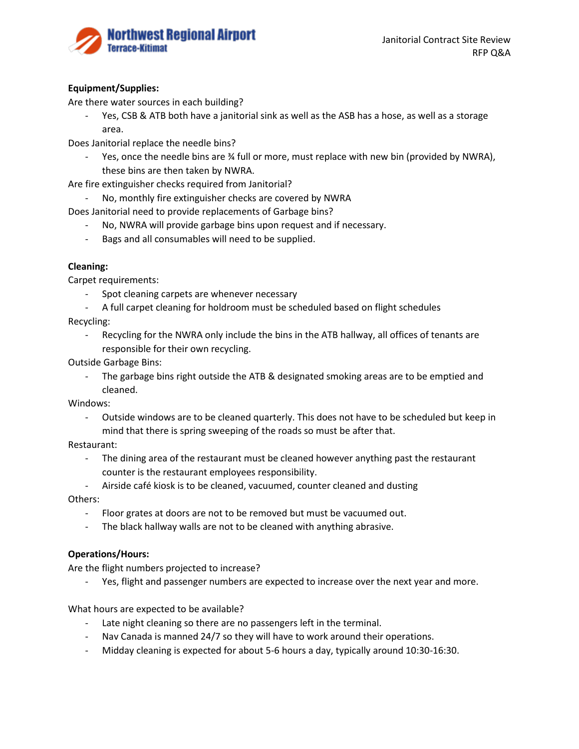**Equipment/Supplies:**

Are there water sources in each building?

- Yes, CSB & ATB both have a janitorial sink as well as the ASB has a hose, as well as a storage area.

Does Janitorial replace the needle bins?

- Yes, once the needle bins are ¾ full or more, must replace with new bin (provided by NWRA), these bins are then taken by NWRA.

Are fire extinguisher checks required from Janitorial?

- No, monthly fire extinguisher checks are covered by NWRA

Does Janitorial need to provide replacements of Garbage bins?

- No, NWRA will provide garbage bins upon request and if necessary.
- Bags and all consumables will need to be supplied.

**Cleaning:**

Carpet requirements:

- Spot cleaning carpets are whenever necessary
- A full carpet cleaning for holdroom must be scheduled based on flight schedules

Recycling:

- Recycling for the NWRA only include the bins in the ATB hallway, all offices of tenants are responsible for their own recycling.

Outside Garbage Bins:

- The garbage bins right outside the ATB & designated smoking areas are to be emptied and cleaned.

Windows:

- Outside windows are to be cleaned quarterly. This does not have to be scheduled but keep in mind that there is spring sweeping of the roads so must be after that.

Restaurant:

- The dining area of the restaurant must be cleaned however anything past the restaurant counter is the restaurant employees responsibility.
- Airside café kiosk is to be cleaned, vacuumed, counter cleaned and dusting

Others:

- Floor grates at doors are not to be removed but must be vacuumed out.
- The black hallway walls are not to be cleaned with anything abrasive.

**Operations/Hours:**

Are the flight numbers projected to increase?

- Yes, flight and passenger numbers are expected to increase over the next year and more.

What hours are expected to be available?

- Late night cleaning so there are no passengers left in the terminal.
- Nav Canada is manned 24/7 so they will have to work around their operations.
- Midday cleaning is expected for about 5-6 hours a day, typically around 10:30-16:30.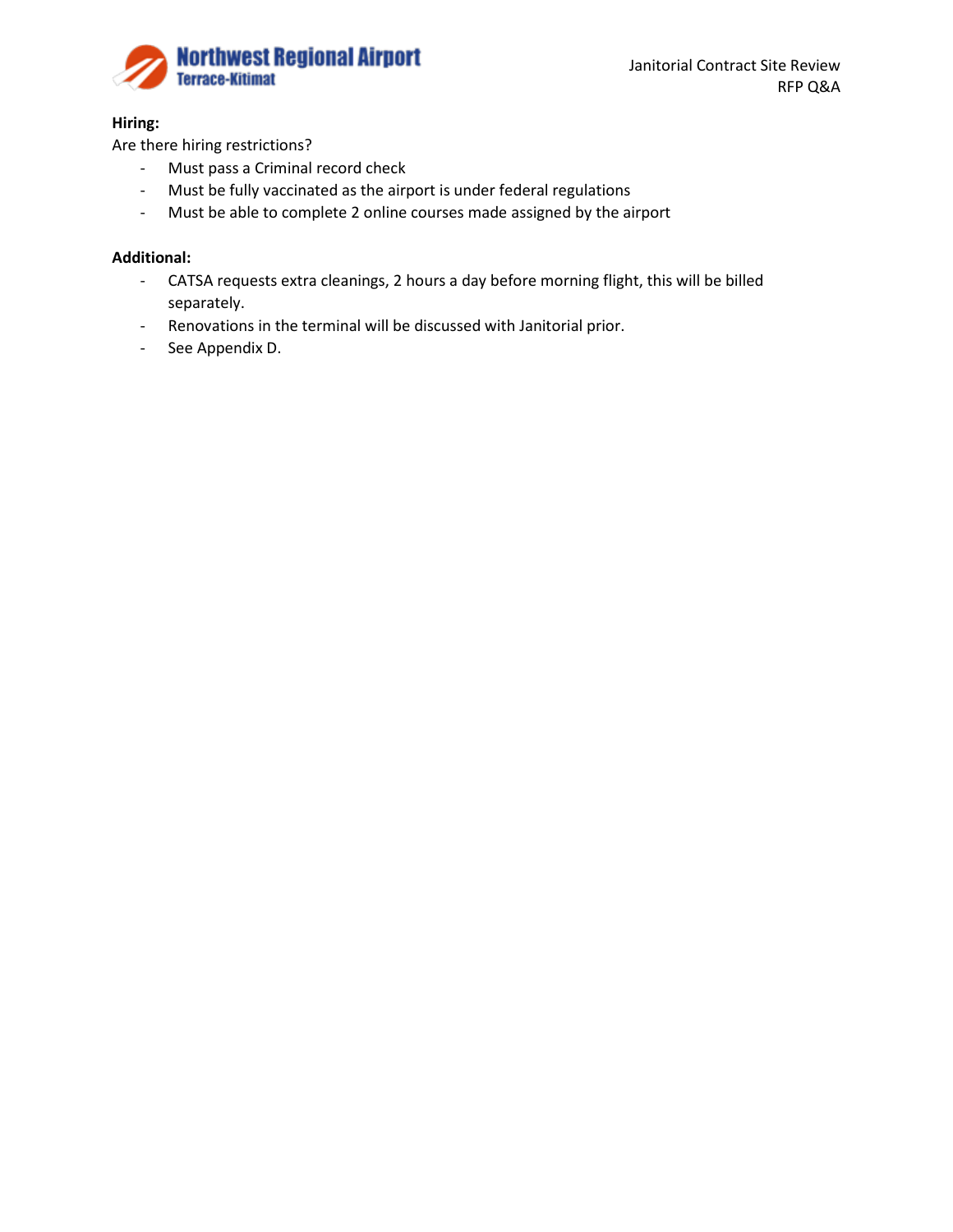**Hiring:**

Are there hiring restrictions?

- Must pass a Criminal record check
- Must be fully vaccinated as the airport is under federal regulations
- Must be able to complete 2 online courses made assigned by the airport

**Additional:**

- CATSA requests extra cleanings, 2 hours a day before morning flight, this will be billed separately.
- Renovations in the terminal will be discussed with Janitorial prior.
- See Appendix D.